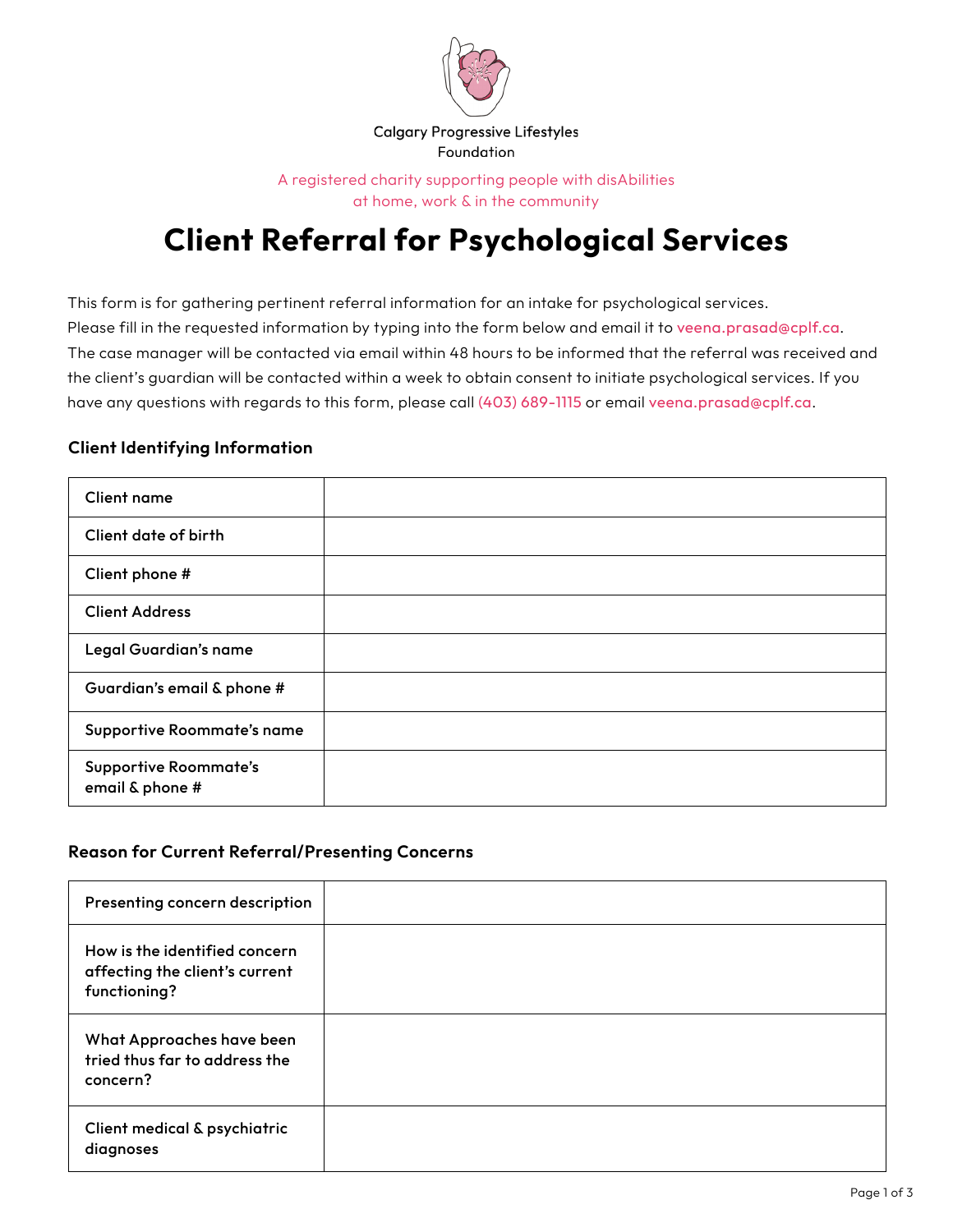Calgary Progressive Lifestyles Foundation

A registered charity supporting people with disAbilities at home, work & in the community

# Client Referral for Psychological Services

This form is for gathering pertinent referral information for an intake for psychological services. Please fill in the requested information by typing into the form below and email it to veena.prasad@cplf.ca. The case manager will be contacted via email within 48 hours to be informed that the referral was received and the client's guardian will be contacted within a week to obtain consent to initiate psychological services. If you have any questions with regards to this form, please call (403) 689-1115 or email veena.prasad@cplf.ca.

### Client Identifying Information

| | |
|---|---|
| Client name | |
| Client date of birth | |
| Client phone # | |
| Client Address | |
| Legal Guardian's name | |
| Guardian's email & phone # | |
| Supportive Roommate's name | |
| Supportive Roommate's email & phone # | |

### Reason for Current Referral/Presenting Concerns

| | |
|---|---|
| Presenting concern description | |
| How is the identified concern affecting the client's current functioning? | |
| What Approaches have been tried thus far to address the concern? | |
| Client medical & psychiatric diagnoses | |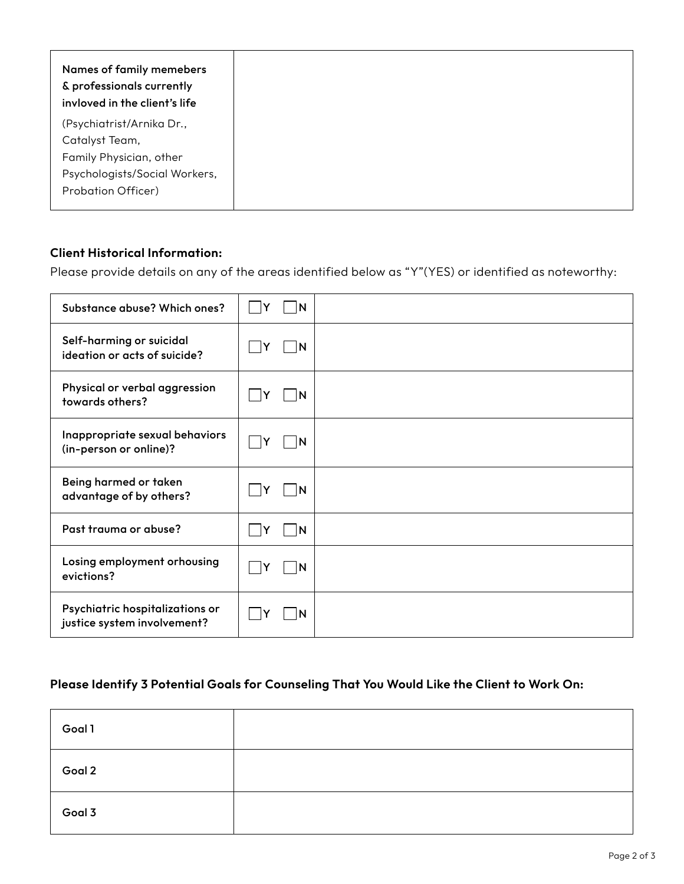| **Names of family memebers & professionals currently invloved in the client's life** (Psychiatrist/Arnika Dr., Catalyst Team, Family Physician, other Psychologists/Social Workers, Probation Officer) | |
|---|---|

**Client Historical Information:**

Please provide details on any of the areas identified below as "Y"(YES) or identified as noteworthy:

| | | |
|---|---|---|
| **Substance abuse? Which ones?** | ☐ Y ☐ N | |
| **Self-harming or suicidal ideation or acts of suicide?** | ☐ Y ☐ N | |
| **Physical or verbal aggression towards others?** | ☐ Y ☐ N | |
| **Inappropriate sexual behaviors (in-person or online)?** | ☐ Y ☐ N | |
| **Being harmed or taken advantage of by others?** | ☐ Y ☐ N | |
| **Past trauma or abuse?** | ☐ Y ☐ N | |
| **Losing employment orhousing evictions?** | ☐ Y ☐ N | |
| **Psychiatric hospitalizations or justice system involvement?** | ☐ Y ☐ N | |

**Please Identify 3 Potential Goals for Counseling That You Would Like the Client to Work On:**

| | |
|---|---|
| Goal 1 | |
| Goal 2 | |
| Goal 3 | |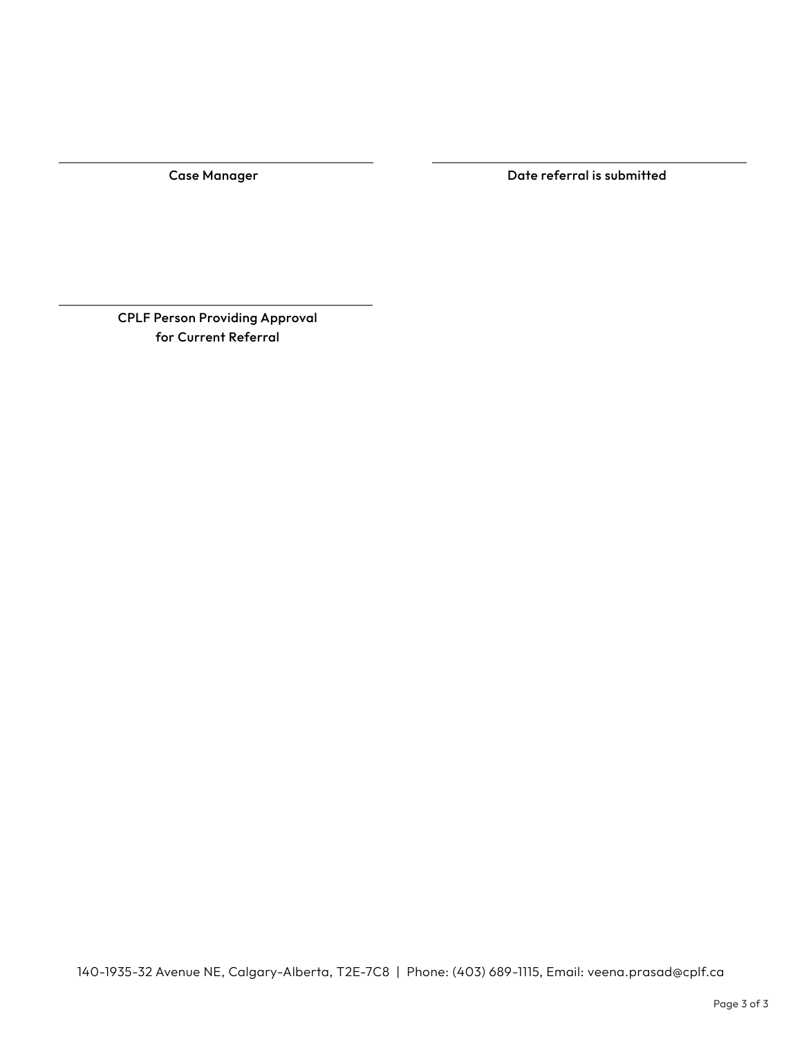\_\_\_\_\_\_\_\_\_\_\_\_\_\_\_\_\_\_\_\_\_\_\_\_\_\_\_\_\_\_\_\_\_\_\_\_\_\_\_\_

**Case Manager**

\_\_\_\_\_\_\_\_\_\_\_\_\_\_\_\_\_\_\_\_\_\_\_\_\_\_\_\_\_\_\_\_\_\_\_\_\_\_\_\_

**Date referral is submitted**

\_\_\_\_\_\_\_\_\_\_\_\_\_\_\_\_\_\_\_\_\_\_\_\_\_\_\_\_\_\_\_\_\_\_\_\_\_\_\_\_

**CPLF Person Providing Approval for Current Referral**

140-1935-32 Avenue NE, Calgary-Alberta, T2E-7C8 | Phone: (403) 689-1115, Email: veena.prasad@cplf.ca